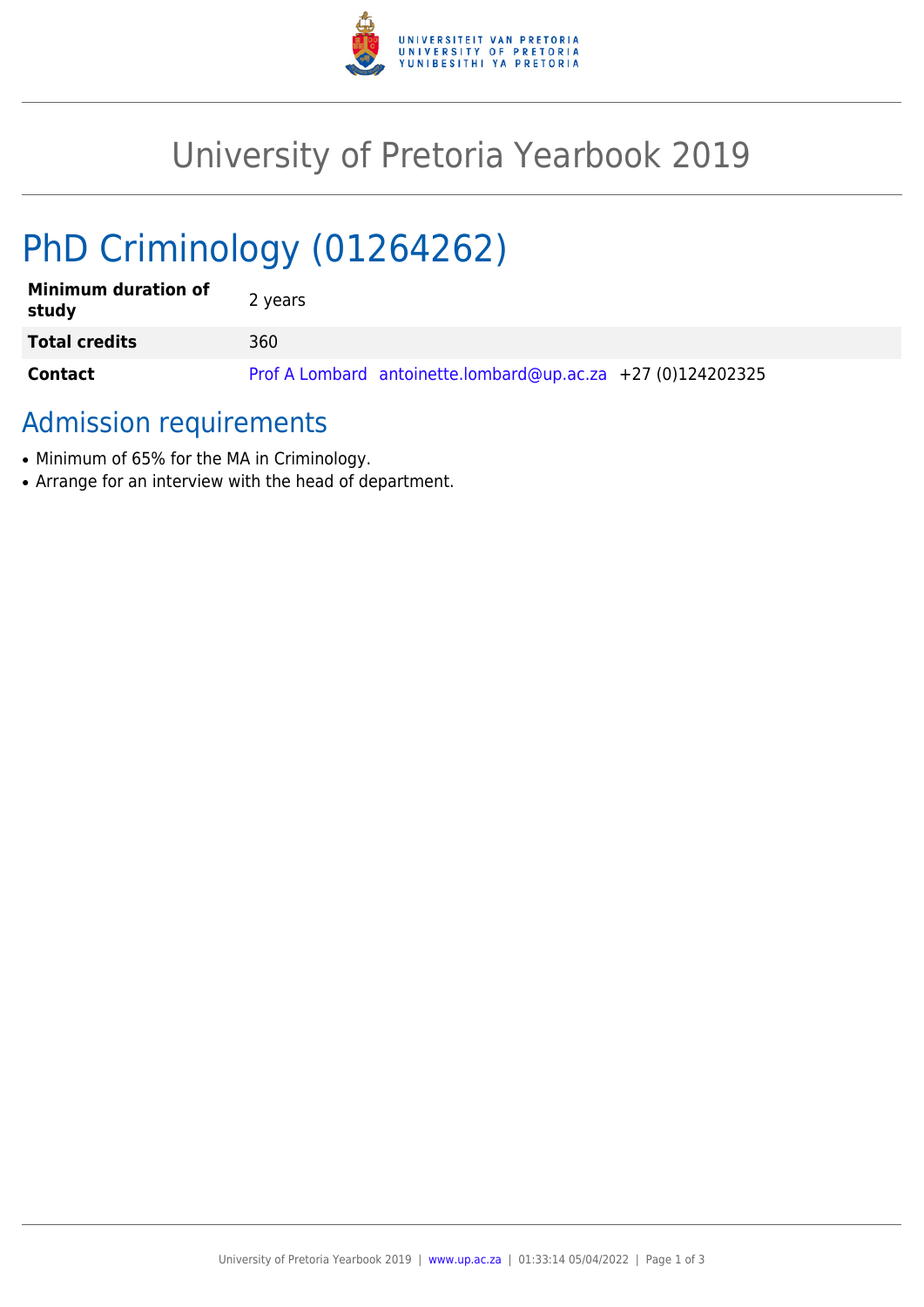# University of Pretoria Yearbook 2019

## PhD Criminology (01264262)

| | |
|---|---|
| **Minimum duration of study** | 2 years |
| **Total credits** | 360 |
| **Contact** | Prof A Lombard antoinette.lombard@up.ac.za +27 (0)124202325 |

### Admission requirements

- Minimum of 65% for the MA in Criminology.
- Arrange for an interview with the head of department.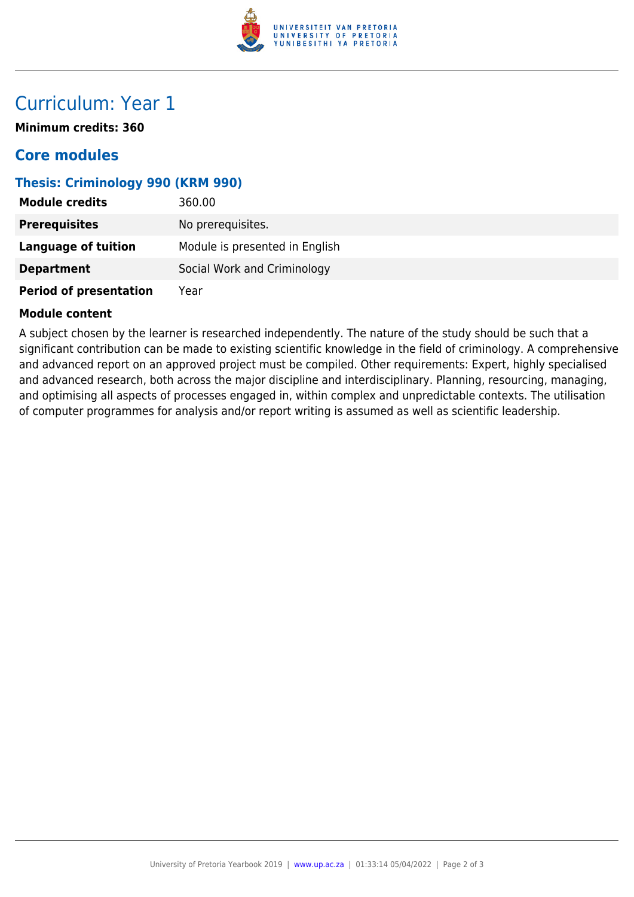# Curriculum: Year 1

**Minimum credits: 360**

## Core modules

### Thesis: Criminology 990 (KRM 990)

| | |
|---|---|
| **Module credits** | 360.00 |
| **Prerequisites** | No prerequisites. |
| **Language of tuition** | Module is presented in English |
| **Department** | Social Work and Criminology |
| **Period of presentation** | Year |

**Module content**

A subject chosen by the learner is researched independently. The nature of the study should be such that a significant contribution can be made to existing scientific knowledge in the field of criminology. A comprehensive and advanced report on an approved project must be compiled. Other requirements: Expert, highly specialised and advanced research, both across the major discipline and interdisciplinary. Planning, resourcing, managing, and optimising all aspects of processes engaged in, within complex and unpredictable contexts. The utilisation of computer programmes for analysis and/or report writing is assumed as well as scientific leadership.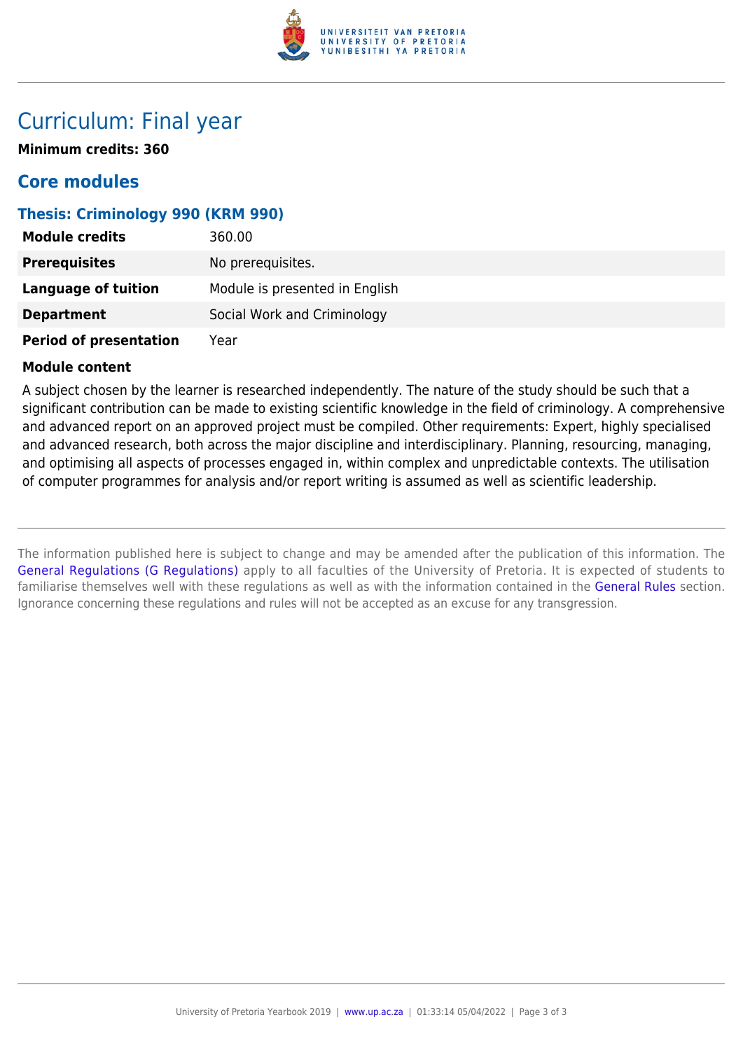# Curriculum: Final year

**Minimum credits: 360**

## Core modules

### Thesis: Criminology 990 (KRM 990)

| | |
|---|---|
| **Module credits** | 360.00 |
| **Prerequisites** | No prerequisites. |
| **Language of tuition** | Module is presented in English |
| **Department** | Social Work and Criminology |
| **Period of presentation** | Year |

**Module content**

A subject chosen by the learner is researched independently. The nature of the study should be such that a significant contribution can be made to existing scientific knowledge in the field of criminology. A comprehensive and advanced report on an approved project must be compiled. Other requirements: Expert, highly specialised and advanced research, both across the major discipline and interdisciplinary. Planning, resourcing, managing, and optimising all aspects of processes engaged in, within complex and unpredictable contexts. The utilisation of computer programmes for analysis and/or report writing is assumed as well as scientific leadership.

The information published here is subject to change and may be amended after the publication of this information. The General Regulations (G Regulations) apply to all faculties of the University of Pretoria. It is expected of students to familiarise themselves well with these regulations as well as with the information contained in the General Rules section. Ignorance concerning these regulations and rules will not be accepted as an excuse for any transgression.